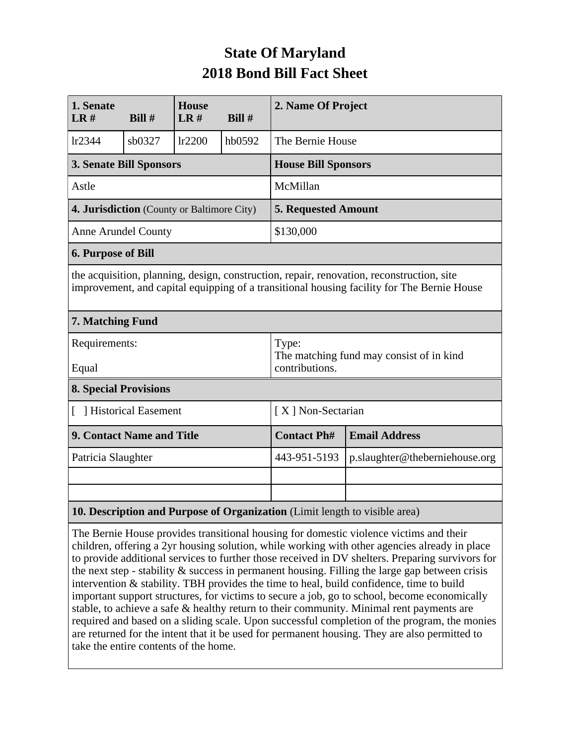# State Of Maryland
# 2018 Bond Bill Fact Sheet

| 1. Senate LR # | Bill # | House LR # | Bill # | 2. Name Of Project |
|---|---|---|---|---|
| lr2344 | sb0327 | lr2200 | hb0592 | The Bernie House |

| 3. Senate Bill Sponsors | House Bill Sponsors |
|---|---|
| Astle | McMillan |

| 4. Jurisdiction (County or Baltimore City) | 5. Requested Amount |
|---|---|
| Anne Arundel County | $130,000 |

**6. Purpose of Bill**

the acquisition, planning, design, construction, repair, renovation, reconstruction, site improvement, and capital equipping of a transitional housing facility for The Bernie House

**7. Matching Fund**

| Requirements: | Type: |
|---|---|
| Equal | The matching fund may consist of in kind contributions. |

**8. Special Provisions**

| [ ] Historical Easement | [ X ] Non-Sectarian |
|---|---|

| 9. Contact Name and Title | Contact Ph# | Email Address |
|---|---|---|
| Patricia Slaughter | 443-951-5193 | p.slaughter@theberniehouse.org |
| | | |
| | | |

**10. Description and Purpose of Organization** (Limit length to visible area)

The Bernie House provides transitional housing for domestic violence victims and their children, offering a 2yr housing solution, while working with other agencies already in place to provide additional services to further those received in DV shelters. Preparing survivors for the next step - stability & success in permanent housing. Filling the large gap between crisis intervention & stability. TBH provides the time to heal, build confidence, time to build important support structures, for victims to secure a job, go to school, become economically stable, to achieve a safe & healthy return to their community. Minimal rent payments are required and based on a sliding scale. Upon successful completion of the program, the monies are returned for the intent that it be used for permanent housing. They are also permitted to take the entire contents of the home.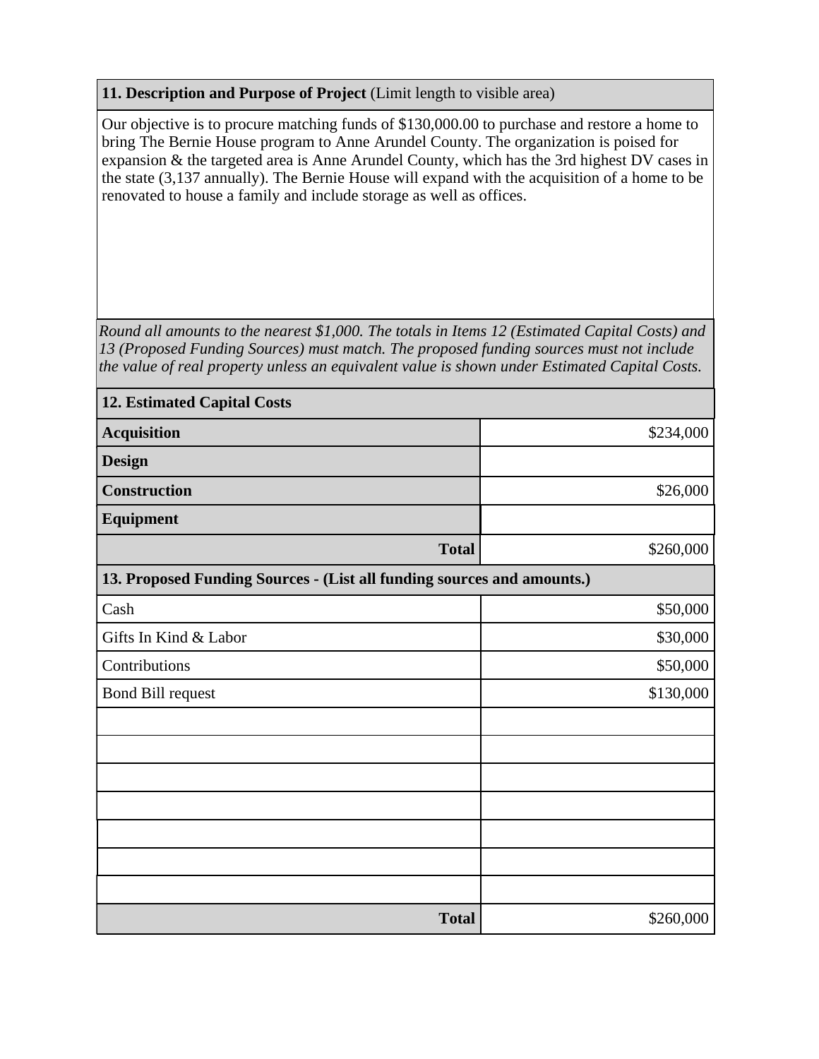**11. Description and Purpose of Project** (Limit length to visible area)

Our objective is to procure matching funds of $130,000.00 to purchase and restore a home to bring The Bernie House program to Anne Arundel County. The organization is poised for expansion & the targeted area is Anne Arundel County, which has the 3rd highest DV cases in the state (3,137 annually). The Bernie House will expand with the acquisition of a home to be renovated to house a family and include storage as well as offices.

*Round all amounts to the nearest $1,000. The totals in Items 12 (Estimated Capital Costs) and 13 (Proposed Funding Sources) must match. The proposed funding sources must not include the value of real property unless an equivalent value is shown under Estimated Capital Costs.*

| **12. Estimated Capital Costs** | |
|---|---|
| **Acquisition** | $234,000 |
| **Design** | |
| **Construction** | $26,000 |
| **Equipment** | |
| **Total** | $260,000 |

| **13. Proposed Funding Sources - (List all funding sources and amounts.)** | |
|---|---|
| Cash | $50,000 |
| Gifts In Kind & Labor | $30,000 |
| Contributions | $50,000 |
| Bond Bill request | $130,000 |
| | |
| | |
| | |
| | |
| | |
| | |
| | |
| **Total** | $260,000 |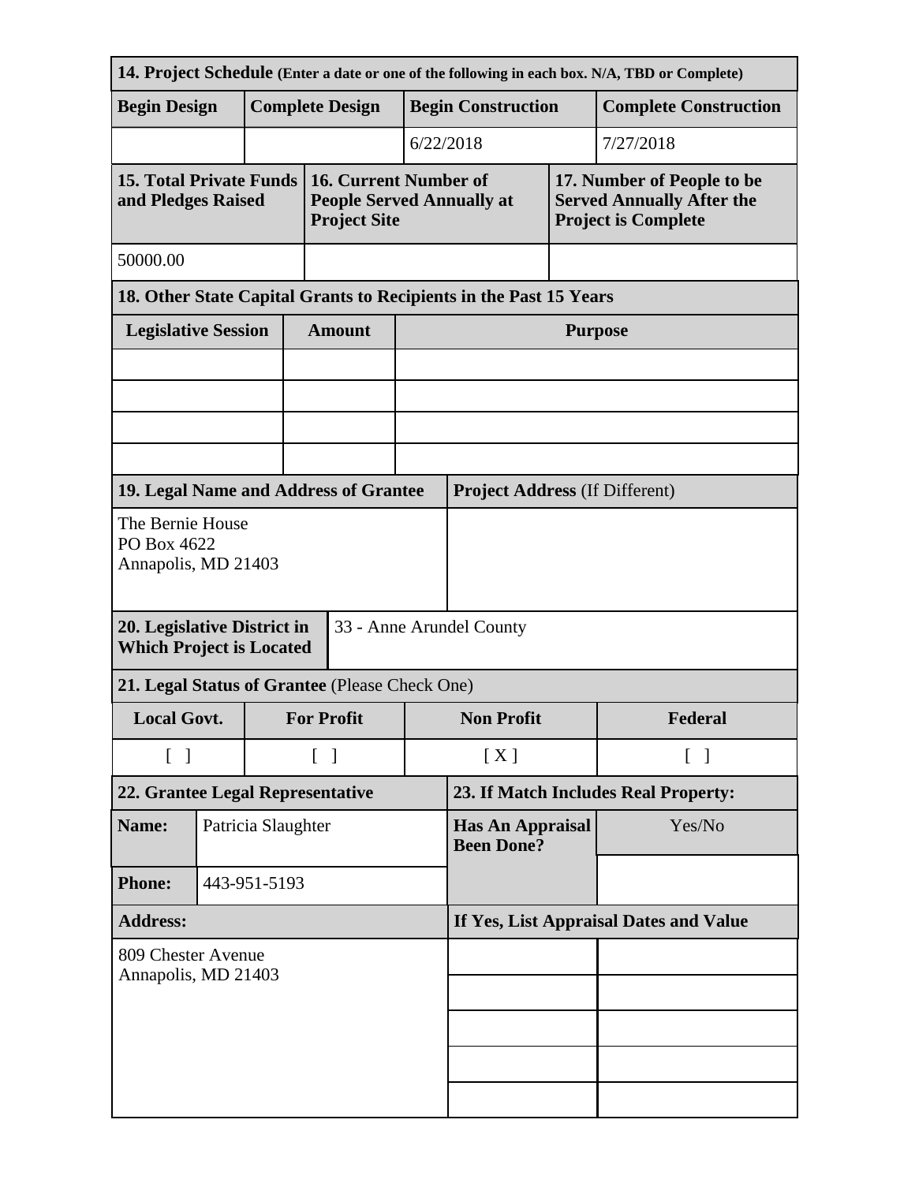**14. Project Schedule** (Enter a date or one of the following in each box. N/A, TBD or Complete)

| Begin Design | Complete Design | Begin Construction | Complete Construction |
|---|---|---|---|
| | | 6/22/2018 | 7/27/2018 |

| 15. Total Private Funds and Pledges Raised | 16. Current Number of People Served Annually at Project Site | 17. Number of People to be Served Annually After the Project is Complete |
|---|---|---|
| 50000.00 | | |

**18. Other State Capital Grants to Recipients in the Past 15 Years**

| Legislative Session | Amount | Purpose |
|---|---|---|
| | | |
| | | |
| | | |
| | | |

| 19. Legal Name and Address of Grantee | Project Address (If Different) |
|---|---|
| The Bernie House<br>PO Box 4622<br>Annapolis, MD 21403 | |

| 20. Legislative District in Which Project is Located | 33 - Anne Arundel County |
|---|---|

**21. Legal Status of Grantee** (Please Check One)

| Local Govt. | For Profit | Non Profit | Federal |
|---|---|---|---|
| [ ] | [ ] | [ X ] | [ ] |

| 22. Grantee Legal Representative | | 23. If Match Includes Real Property: | |
|---|---|---|---|
| **Name:** | Patricia Slaughter | **Has An Appraisal Been Done?** | Yes/No |
| **Phone:** | 443-951-5193 | | |
| **Address:** | | **If Yes, List Appraisal Dates and Value** | |
| 809 Chester Avenue<br>Annapolis, MD 21403 | | | |
| | | | |
| | | | |
| | | | |
| | | | |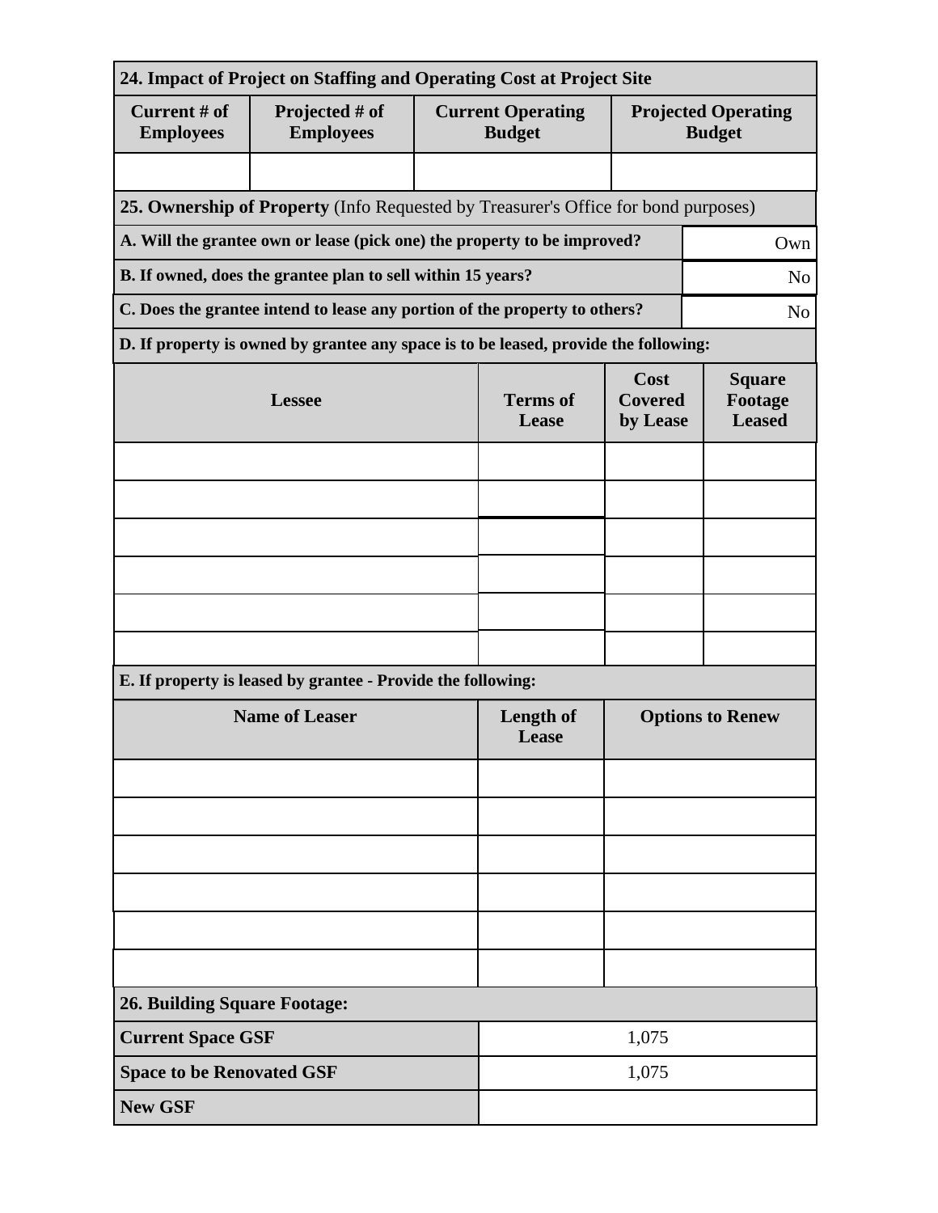## 24. Impact of Project on Staffing and Operating Cost at Project Site

| Current # of Employees | Projected # of Employees | Current Operating Budget | Projected Operating Budget |
|---|---|---|---|
| | | | |

## 25. Ownership of Property (Info Requested by Treasurer's Office for bond purposes)

| | |
|---|---|
| **A. Will the grantee own or lease (pick one) the property to be improved?** | Own |
| **B. If owned, does the grantee plan to sell within 15 years?** | No |
| **C. Does the grantee intend to lease any portion of the property to others?** | No |

**D. If property is owned by grantee any space is to be leased, provide the following:**

| Lessee | Terms of Lease | Cost Covered by Lease | Square Footage Leased |
|---|---|---|---|
| | | | |
| | | | |
| | | | |
| | | | |
| | | | |
| | | | |

**E. If property is leased by grantee - Provide the following:**

| Name of Leaser | Length of Lease | Options to Renew |
|---|---|---|
| | | |
| | | |
| | | |
| | | |
| | | |
| | | |

## 26. Building Square Footage:

| | |
|---|---|
| **Current Space GSF** | 1,075 |
| **Space to be Renovated GSF** | 1,075 |
| **New GSF** | |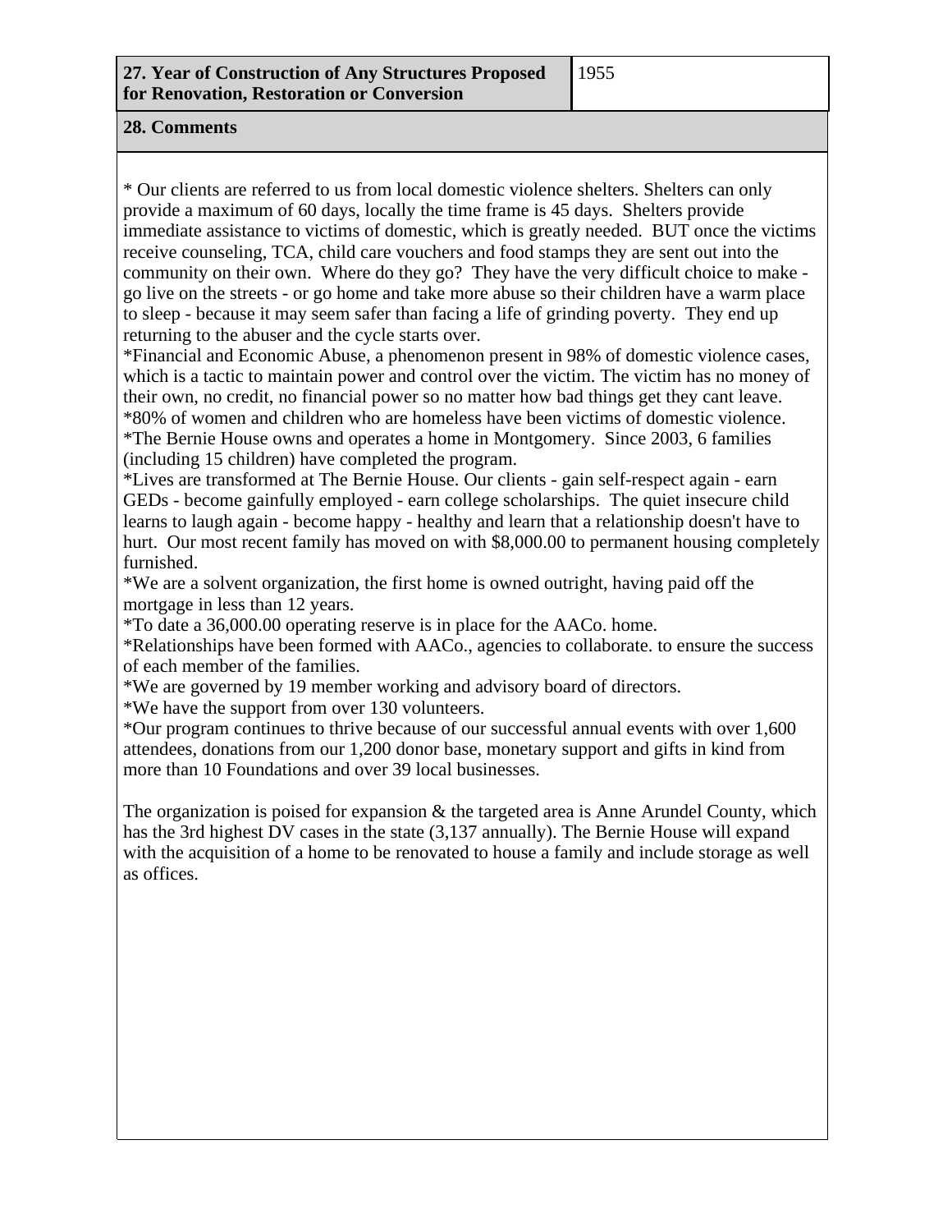| 27. Year of Construction of Any Structures Proposed for Renovation, Restoration or Conversion | 1955 |
| --- | --- |

**28. Comments**

* Our clients are referred to us from local domestic violence shelters. Shelters can only provide a maximum of 60 days, locally the time frame is 45 days. Shelters provide immediate assistance to victims of domestic, which is greatly needed. BUT once the victims receive counseling, TCA, child care vouchers and food stamps they are sent out into the community on their own. Where do they go? They have the very difficult choice to make - go live on the streets - or go home and take more abuse so their children have a warm place to sleep - because it may seem safer than facing a life of grinding poverty. They end up returning to the abuser and the cycle starts over.
*Financial and Economic Abuse, a phenomenon present in 98% of domestic violence cases, which is a tactic to maintain power and control over the victim. The victim has no money of their own, no credit, no financial power so no matter how bad things get they cant leave.
*80% of women and children who are homeless have been victims of domestic violence.
*The Bernie House owns and operates a home in Montgomery. Since 2003, 6 families (including 15 children) have completed the program.
*Lives are transformed at The Bernie House. Our clients - gain self-respect again - earn GEDs - become gainfully employed - earn college scholarships. The quiet insecure child learns to laugh again - become happy - healthy and learn that a relationship doesn't have to hurt. Our most recent family has moved on with $8,000.00 to permanent housing completely furnished.
*We are a solvent organization, the first home is owned outright, having paid off the mortgage in less than 12 years.
*To date a 36,000.00 operating reserve is in place for the AACo. home.
*Relationships have been formed with AACo., agencies to collaborate. to ensure the success of each member of the families.
*We are governed by 19 member working and advisory board of directors.
*We have the support from over 130 volunteers.
*Our program continues to thrive because of our successful annual events with over 1,600 attendees, donations from our 1,200 donor base, monetary support and gifts in kind from more than 10 Foundations and over 39 local businesses.

The organization is poised for expansion & the targeted area is Anne Arundel County, which has the 3rd highest DV cases in the state (3,137 annually). The Bernie House will expand with the acquisition of a home to be renovated to house a family and include storage as well as offices.